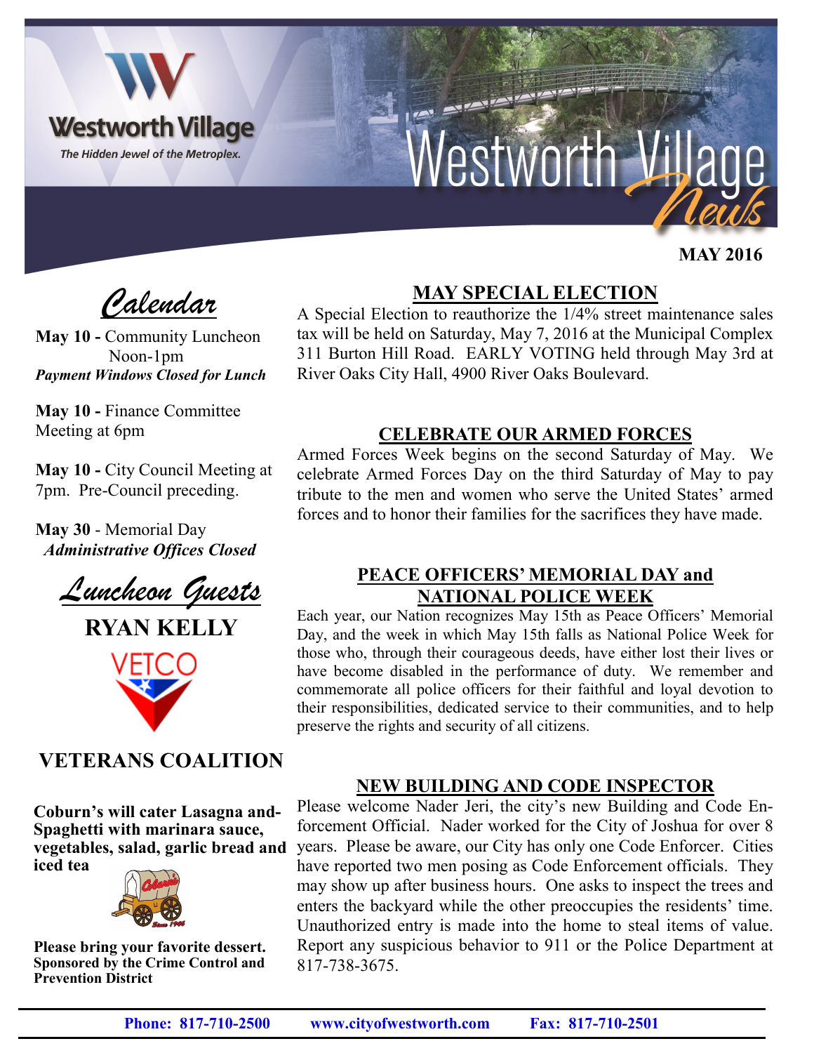# Westworth Village News

Westworth Village
*The Hidden Jewel of the Metroplex.*

**MAY 2016**

## *Calendar*

**May 10 -** Community Luncheon Noon-1pm
***Payment Windows Closed for Lunch***

**May 10 -** Finance Committee Meeting at 6pm

**May 10 -** City Council Meeting at 7pm. Pre-Council preceding.

**May 30** - Memorial Day
***Administrative Offices Closed***

## *Luncheon Guests*

**RYAN KELLY**

VETCO

**VETERANS COALITION**

**Coburn's will cater Lasagna and-Spaghetti with marinara sauce, vegetables, salad, garlic bread and iced tea**

**Please bring your favorite dessert.**
**Sponsored by the Crime Control and Prevention District**

## MAY SPECIAL ELECTION

A Special Election to reauthorize the 1/4% street maintenance sales tax will be held on Saturday, May 7, 2016 at the Municipal Complex 311 Burton Hill Road. EARLY VOTING held through May 3rd at River Oaks City Hall, 4900 River Oaks Boulevard.

## CELEBRATE OUR ARMED FORCES

Armed Forces Week begins on the second Saturday of May. We celebrate Armed Forces Day on the third Saturday of May to pay tribute to the men and women who serve the United States' armed forces and to honor their families for the sacrifices they have made.

## PEACE OFFICERS' MEMORIAL DAY and NATIONAL POLICE WEEK

Each year, our Nation recognizes May 15th as Peace Officers' Memorial Day, and the week in which May 15th falls as National Police Week for those who, through their courageous deeds, have either lost their lives or have become disabled in the performance of duty. We remember and commemorate all police officers for their faithful and loyal devotion to their responsibilities, dedicated service to their communities, and to help preserve the rights and security of all citizens.

## NEW BUILDING AND CODE INSPECTOR

Please welcome Nader Jeri, the city's new Building and Code Enforcement Official. Nader worked for the City of Joshua for over 8 years. Please be aware, our City has only one Code Enforcer. Cities have reported two men posing as Code Enforcement officials. They may show up after business hours. One asks to inspect the trees and enters the backyard while the other preoccupies the residents' time. Unauthorized entry is made into the home to steal items of value. Report any suspicious behavior to 911 or the Police Department at 817-738-3675.

**Phone: 817-710-2500** **www.cityofwestworth.com** **Fax: 817-710-2501**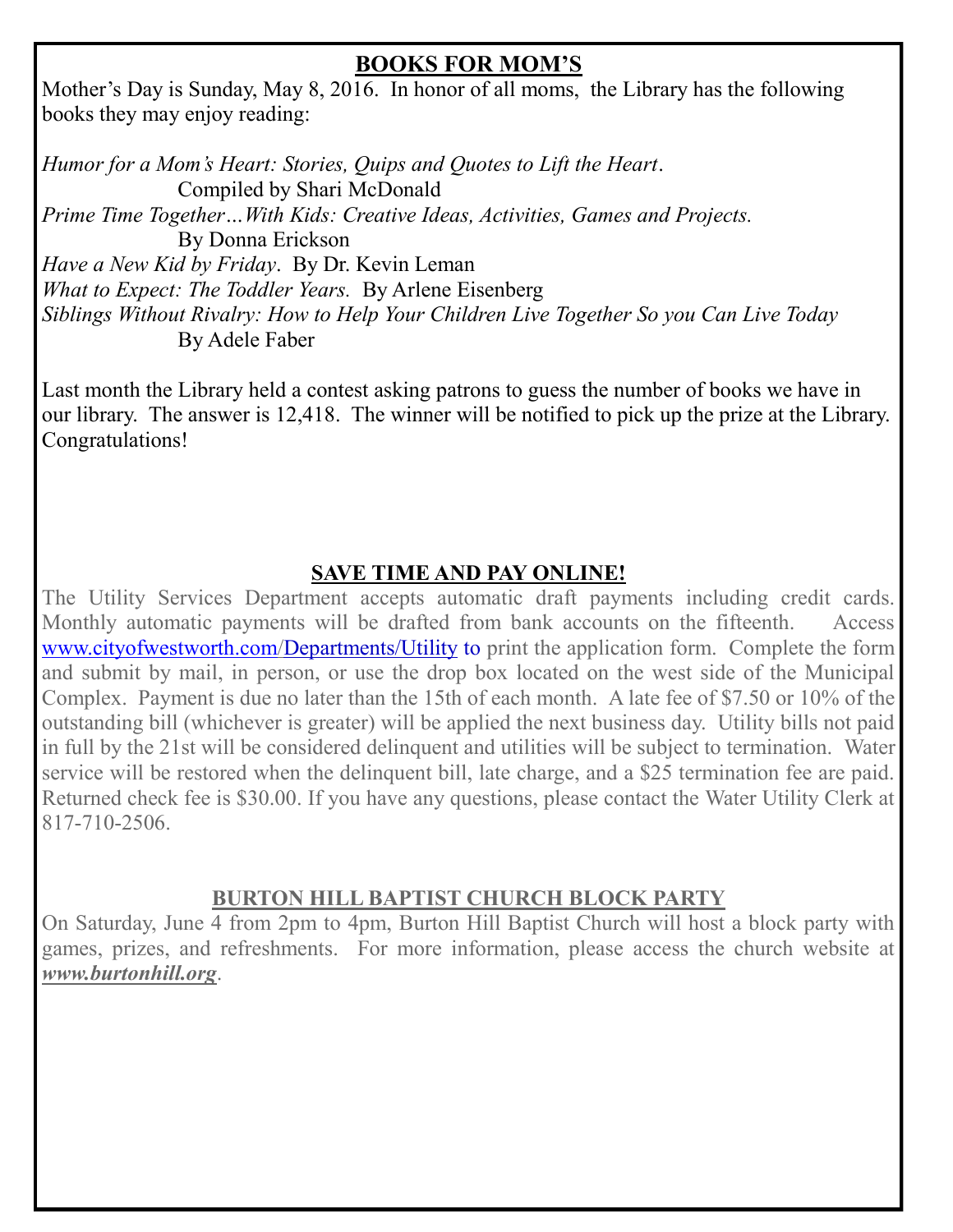## BOOKS FOR MOM'S

Mother's Day is Sunday, May 8, 2016. In honor of all moms, the Library has the following books they may enjoy reading:

*Humor for a Mom's Heart: Stories, Quips and Quotes to Lift the Heart*.
Compiled by Shari McDonald
*Prime Time Together…With Kids: Creative Ideas, Activities, Games and Projects.*
By Donna Erickson
*Have a New Kid by Friday*. By Dr. Kevin Leman
*What to Expect: The Toddler Years.* By Arlene Eisenberg
*Siblings Without Rivalry: How to Help Your Children Live Together So you Can Live Today*
By Adele Faber

Last month the Library held a contest asking patrons to guess the number of books we have in our library. The answer is 12,418. The winner will be notified to pick up the prize at the Library. Congratulations!

## SAVE TIME AND PAY ONLINE!

The Utility Services Department accepts automatic draft payments including credit cards. Monthly automatic payments will be drafted from bank accounts on the fifteenth. Access www.cityofwestworth.com/Departments/Utility to print the application form. Complete the form and submit by mail, in person, or use the drop box located on the west side of the Municipal Complex. Payment is due no later than the 15th of each month. A late fee of $7.50 or 10% of the outstanding bill (whichever is greater) will be applied the next business day. Utility bills not paid in full by the 21st will be considered delinquent and utilities will be subject to termination. Water service will be restored when the delinquent bill, late charge, and a $25 termination fee are paid. Returned check fee is $30.00. If you have any questions, please contact the Water Utility Clerk at 817-710-2506.

## BURTON HILL BAPTIST CHURCH BLOCK PARTY

On Saturday, June 4 from 2pm to 4pm, Burton Hill Baptist Church will host a block party with games, prizes, and refreshments. For more information, please access the church website at ***www.burtonhill.org***.